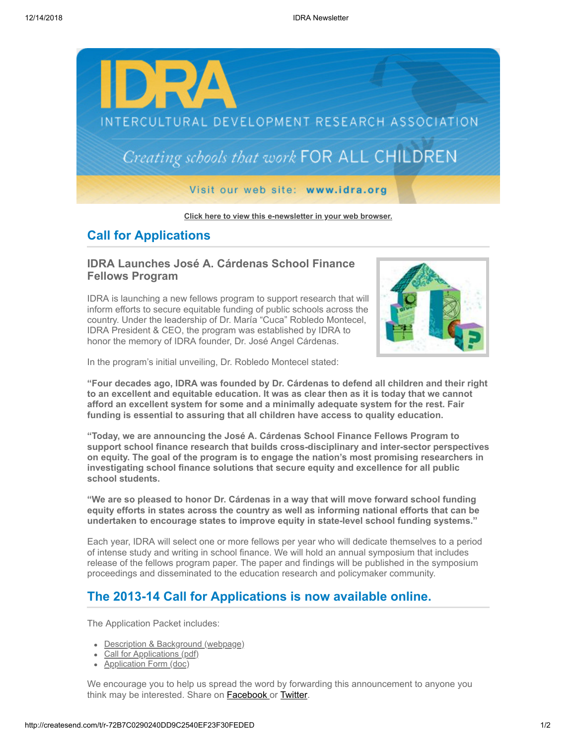**Click here to view this e-newsletter in your web browser.**

## Call for Applications

### IDRA Launches José A. Cárdenas School Finance Fellows Program

IDRA is launching a new fellows program to support research that will inform efforts to secure equitable funding of public schools across the country. Under the leadership of Dr. María "Cuca" Robledo Montecel, IDRA President & CEO, the program was established by IDRA to honor the memory of IDRA founder, Dr. José Angel Cárdenas.

In the program's initial unveiling, Dr. Robledo Montecel stated:

**"Four decades ago, IDRA was founded by Dr. Cárdenas to defend all children and their right to an excellent and equitable education. It was as clear then as it is today that we cannot afford an excellent system for some and a minimally adequate system for the rest. Fair funding is essential to assuring that all children have access to quality education.**

**"Today, we are announcing the José A. Cárdenas School Finance Fellows Program to support school finance research that builds cross-disciplinary and inter-sector perspectives on equity. The goal of the program is to engage the nation's most promising researchers in investigating school finance solutions that secure equity and excellence for all public school students.**

**"We are so pleased to honor Dr. Cárdenas in a way that will move forward school funding equity efforts in states across the country as well as informing national efforts that can be undertaken to encourage states to improve equity in state-level school funding systems."**

Each year, IDRA will select one or more fellows per year who will dedicate themselves to a period of intense study and writing in school finance. We will hold an annual symposium that includes release of the fellows program paper. The paper and findings will be published in the symposium proceedings and disseminated to the education research and policymaker community.

## The 2013-14 Call for Applications is now available online.

The Application Packet includes:

- Description & Background (webpage)
- Call for Applications (pdf)
- Application Form (doc)

We encourage you to help us spread the word by forwarding this announcement to anyone you think may be interested. Share on Facebook or Twitter.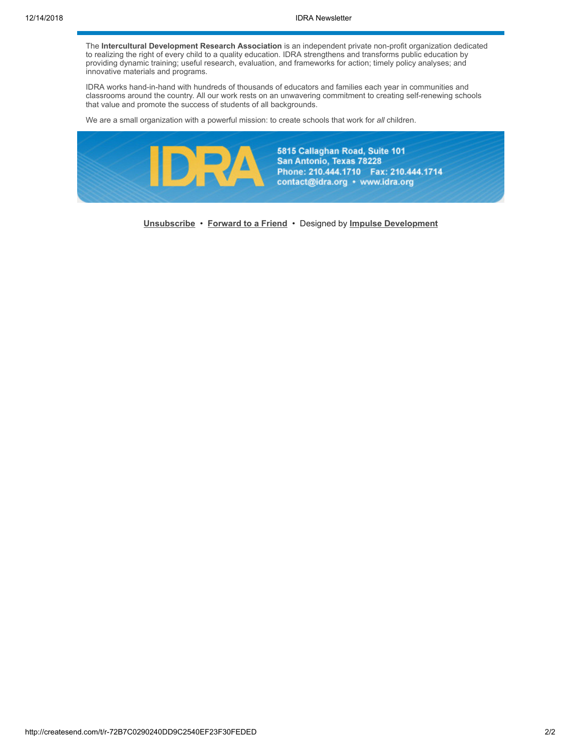The **Intercultural Development Research Association** is an independent private non-profit organization dedicated to realizing the right of every child to a quality education. IDRA strengthens and transforms public education by providing dynamic training; useful research, evaluation, and frameworks for action; timely policy analyses; and innovative materials and programs.

IDRA works hand-in-hand with hundreds of thousands of educators and families each year in communities and classrooms around the country. All our work rests on an unwavering commitment to creating self-renewing schools that value and promote the success of students of all backgrounds.

We are a small organization with a powerful mission: to create schools that work for *all* children.

IDRA

5815 Callaghan Road, Suite 101
San Antonio, Texas 78228
Phone: 210.444.1710 Fax: 210.444.1714
contact@idra.org • www.idra.org

**Unsubscribe** • **Forward to a Friend** • Designed by **Impulse Development**